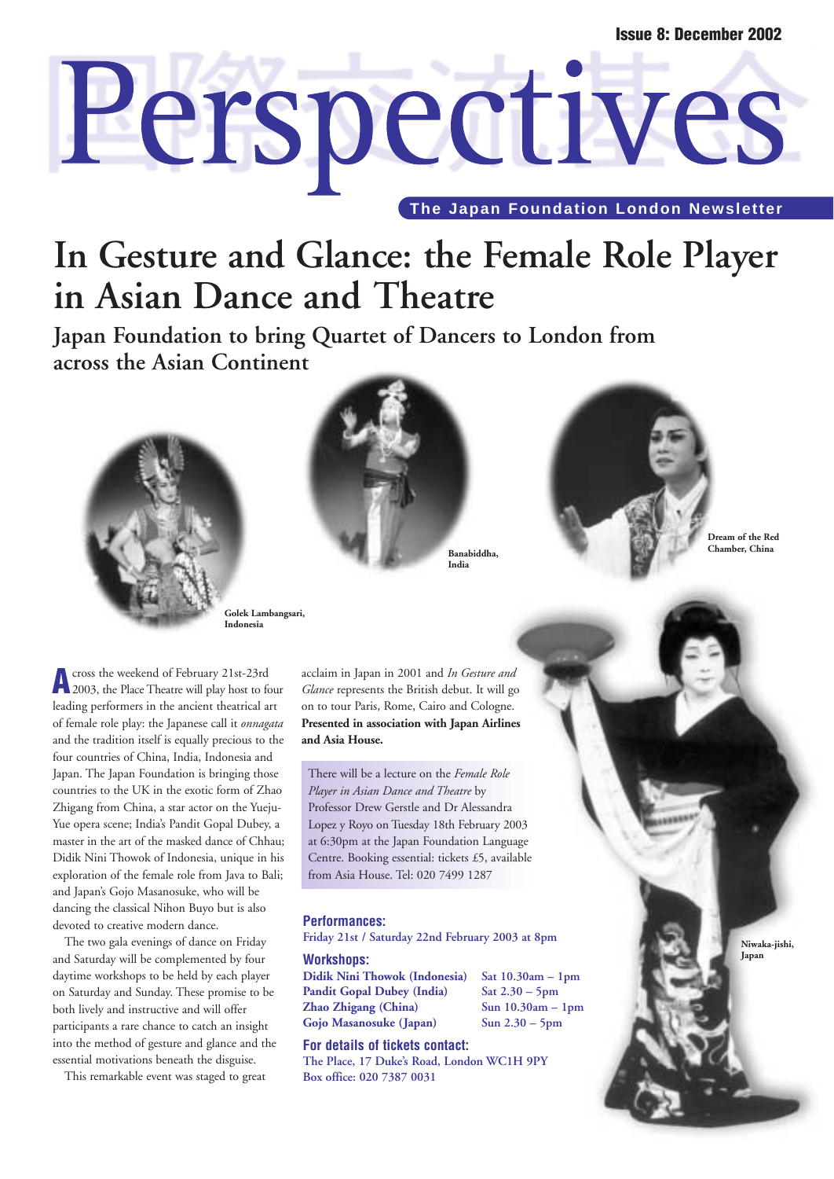Issue 8: December 2002

# Perspectives

**The Japan Foundation London Newsletter**

# In Gesture and Glance: the Female Role Player in Asian Dance and Theatre

## Japan Foundation to bring Quartet of Dancers to London from across the Asian Continent

Golek Lambangsari, Indonesia

Banabiddha, India

Dream of the Red Chamber, China

Niwaka-jishi, Japan

Across the weekend of February 21st-23rd 2003, the Place Theatre will play host to four leading performers in the ancient theatrical art of female role play: the Japanese call it *onnagata* and the tradition itself is equally precious to the four countries of China, India, Indonesia and Japan. The Japan Foundation is bringing those countries to the UK in the exotic form of Zhao Zhigang from China, a star actor on the Yueju-Yue opera scene; India's Pandit Gopal Dubey, a master in the art of the masked dance of Chhau; Didik Nini Thowok of Indonesia, unique in his exploration of the female role from Java to Bali; and Japan's Gojo Masanosuke, who will be dancing the classical Nihon Buyo but is also devoted to creative modern dance.

The two gala evenings of dance on Friday and Saturday will be complemented by four daytime workshops to be held by each player on Saturday and Sunday. These promise to be both lively and instructive and will offer participants a rare chance to catch an insight into the method of gesture and glance and the essential motivations beneath the disguise.

This remarkable event was staged to great acclaim in Japan in 2001 and *In Gesture and Glance* represents the British debut. It will go on to tour Paris, Rome, Cairo and Cologne. **Presented in association with Japan Airlines and Asia House.**

There will be a lecture on the *Female Role Player in Asian Dance and Theatre* by Professor Drew Gerstle and Dr Alessandra Lopez y Royo on Tuesday 18th February 2003 at 6:30pm at the Japan Foundation Language Centre. Booking essential: tickets £5, available from Asia House. Tel: 020 7499 1287

**Performances:**

Friday 21st / Saturday 22nd February 2003 at 8pm

**Workshops:**

| | |
|---|---|
| Didik Nini Thowok (Indonesia) | Sat 10.30am – 1pm |
| Pandit Gopal Dubey (India) | Sat 2.30 – 5pm |
| Zhao Zhigang (China) | Sun 10.30am – 1pm |
| Gojo Masanosuke (Japan) | Sun 2.30 – 5pm |

**For details of tickets contact:**

The Place, 17 Duke's Road, London WC1H 9PY
Box office: 020 7387 0031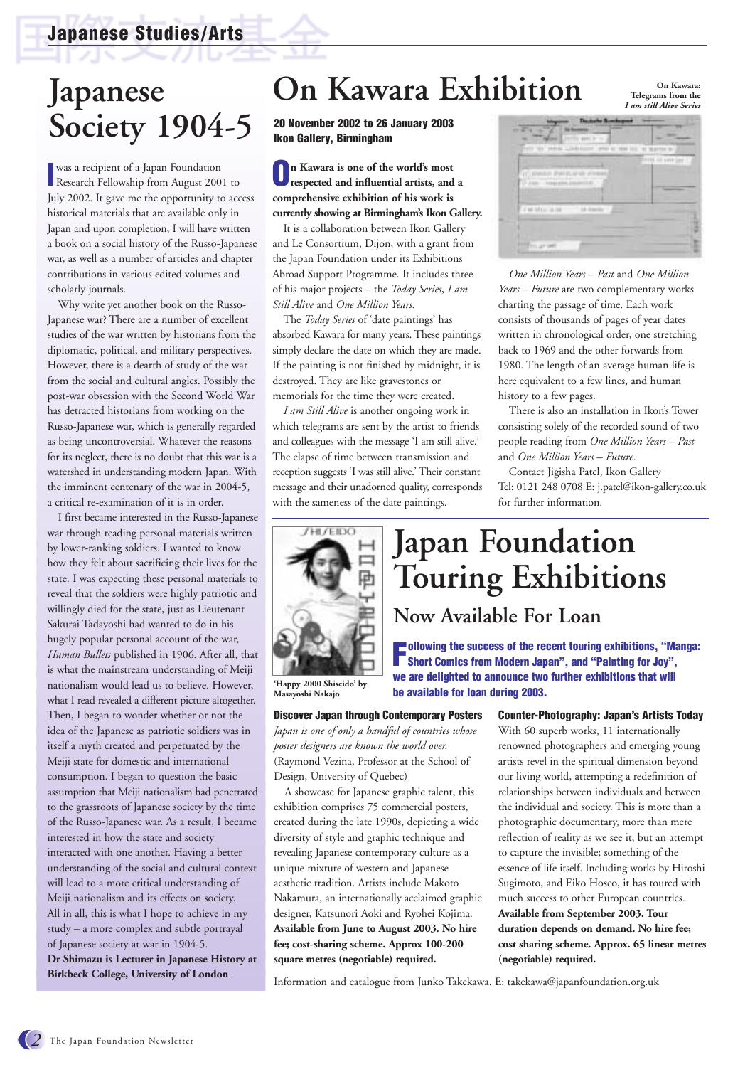## Japanese Studies/Arts

# Japanese Society 1904-5

I was a recipient of a Japan Foundation Research Fellowship from August 2001 to July 2002. It gave me the opportunity to access historical materials that are available only in Japan and upon completion, I will have written a book on a social history of the Russo-Japanese war, as well as a number of articles and chapter contributions in various edited volumes and scholarly journals.

Why write yet another book on the Russo-Japanese war? There are a number of excellent studies of the war written by historians from the diplomatic, political, and military perspectives. However, there is a dearth of study of the war from the social and cultural angles. Possibly the post-war obsession with the Second World War has detracted historians from working on the Russo-Japanese war, which is generally regarded as being uncontroversial. Whatever the reasons for its neglect, there is no doubt that this war is a watershed in understanding modern Japan. With the imminent centenary of the war in 2004-5, a critical re-examination of it is in order.

I first became interested in the Russo-Japanese war through reading personal materials written by lower-ranking soldiers. I wanted to know how they felt about sacrificing their lives for the state. I was expecting these personal materials to reveal that the soldiers were highly patriotic and willingly died for the state, just as Lieutenant Sakurai Tadayoshi had wanted to do in his hugely popular personal account of the war, *Human Bullets* published in 1906. After all, that is what the mainstream understanding of Meiji nationalism would lead us to believe. However, what I read revealed a different picture altogether. Then, I began to wonder whether or not the idea of the Japanese as patriotic soldiers was in itself a myth created and perpetuated by the Meiji state for domestic and international consumption. I began to question the basic assumption that Meiji nationalism had penetrated to the grassroots of Japanese society by the time of the Russo-Japanese war. As a result, I became interested in how the state and society interacted with one another. Having a better understanding of the social and cultural context will lead to a more critical understanding of Meiji nationalism and its effects on society. All in all, this is what I hope to achieve in my study – a more complex and subtle portrayal of Japanese society at war in 1904-5.

**Dr Shimazu is Lecturer in Japanese History at Birkbeck College, University of London**

# On Kawara Exhibition

**20 November 2002 to 26 January 2003**
**Ikon Gallery, Birmingham**

**On Kawara is one of the world's most respected and influential artists, and a comprehensive exhibition of his work is currently showing at Birmingham's Ikon Gallery.**

It is a collaboration between Ikon Gallery and Le Consortium, Dijon, with a grant from the Japan Foundation under its Exhibitions Abroad Support Programme. It includes three of his major projects – the *Today Series*, *I am Still Alive* and *One Million Years*.

The *Today Series* of 'date paintings' has absorbed Kawara for many years. These paintings simply declare the date on which they are made. If the painting is not finished by midnight, it is destroyed. They are like gravestones or memorials for the time they were created.

*I am Still Alive* is another ongoing work in which telegrams are sent by the artist to friends and colleagues with the message 'I am still alive.' The elapse of time between transmission and reception suggests 'I was still alive.' Their constant message and their unadorned quality, corresponds with the sameness of the date paintings.

**On Kawara: Telegrams from the *I am still Alive Series***

*One Million Years – Past* and *One Million Years – Future* are two complementary works charting the passage of time. Each work consists of thousands of pages of year dates written in chronological order, one stretching back to 1969 and the other forwards from 1980. The length of an average human life is here equivalent to a few lines, and human history to a few pages.

There is also an installation in Ikon's Tower consisting solely of the recorded sound of two people reading from *One Million Years – Past* and *One Million Years – Future*.

Contact Jigisha Patel, Ikon Gallery Tel: 0121 248 0708 E: j.patel@ikon-gallery.co.uk for further information.

# Japan Foundation Touring Exhibitions

## Now Available For Loan

**'Happy 2000 Shiseido' by Masayoshi Nakajo**

**Following the success of the recent touring exhibitions, "Manga: Short Comics from Modern Japan", and "Painting for Joy", we are delighted to announce two further exhibitions that will be available for loan during 2003.**

### Discover Japan through Contemporary Posters

*Japan is one of only a handful of countries whose poster designers are known the world over.* (Raymond Vezina, Professor at the School of Design, University of Quebec)

A showcase for Japanese graphic talent, this exhibition comprises 75 commercial posters, created during the late 1990s, depicting a wide diversity of style and graphic technique and revealing Japanese contemporary culture as a unique mixture of western and Japanese aesthetic tradition. Artists include Makoto Nakamura, an internationally acclaimed graphic designer, Katsunori Aoki and Ryohei Kojima. **Available from June to August 2003. No hire fee; cost-sharing scheme. Approx 100-200 square metres (negotiable) required.**

### Counter-Photography: Japan's Artists Today

With 60 superb works, 11 internationally renowned photographers and emerging young artists revel in the spiritual dimension beyond our living world, attempting a redefinition of relationships between individuals and between the individual and society. This is more than a photographic documentary, more than mere reflection of reality as we see it, but an attempt to capture the invisible; something of the essence of life itself. Including works by Hiroshi Sugimoto, and Eiko Hoseo, it has toured with much success to other European countries. **Available from September 2003. Tour duration depends on demand. No hire fee; cost sharing scheme. Approx. 65 linear metres (negotiable) required.**

Information and catalogue from Junko Takekawa. E: takekawa@japanfoundation.org.uk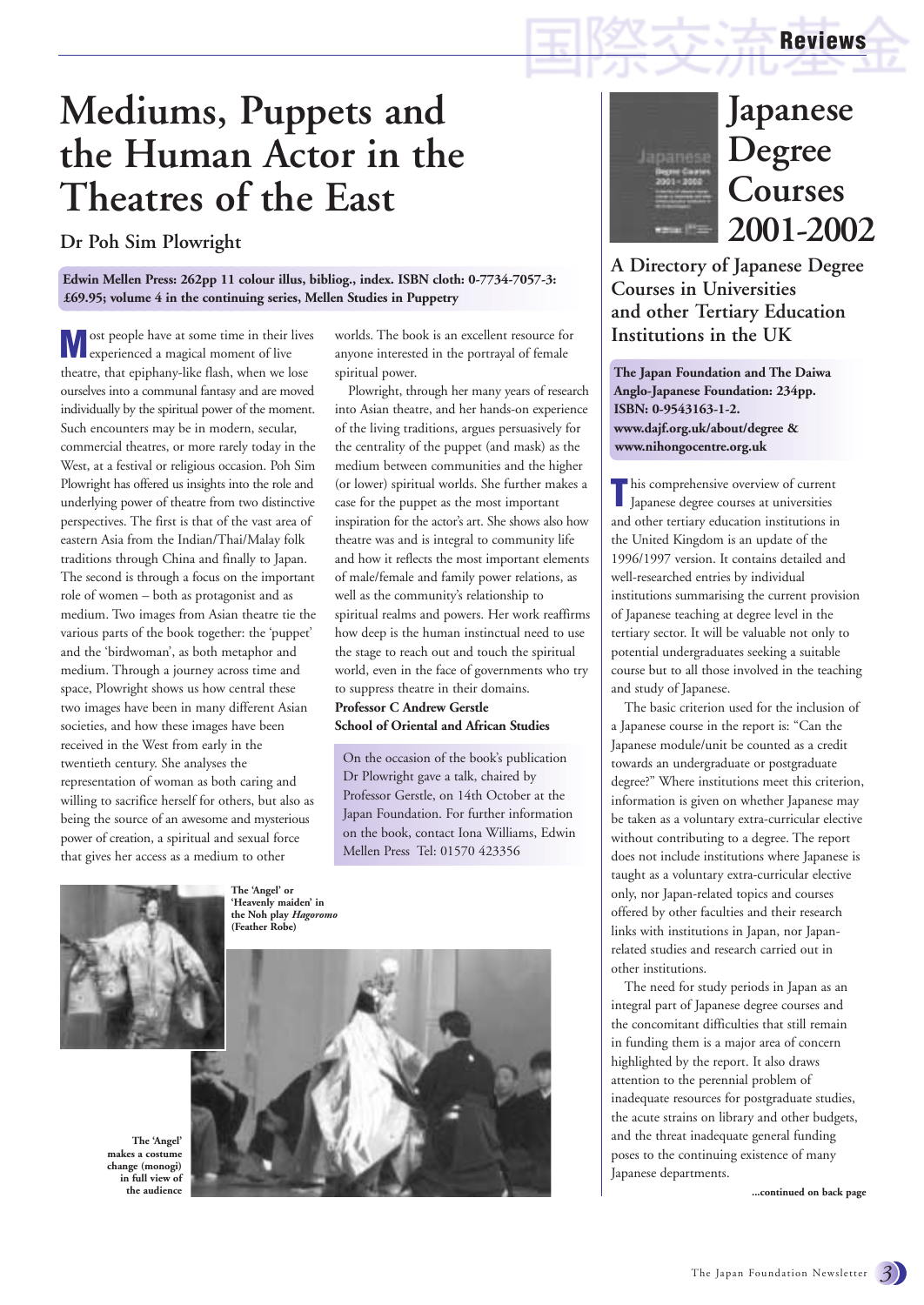# Mediums, Puppets and the Human Actor in the Theatres of the East

## Dr Poh Sim Plowright

**Edwin Mellen Press: 262pp 11 colour illus, bibliog., index. ISBN cloth: 0-7734-7057-3: £69.95; volume 4 in the continuing series, Mellen Studies in Puppetry**

Most people have at some time in their lives experienced a magical moment of live theatre, that epiphany-like flash, when we lose ourselves into a communal fantasy and are moved individually by the spiritual power of the moment. Such encounters may be in modern, secular, commercial theatres, or more rarely today in the West, at a festival or religious occasion. Poh Sim Plowright has offered us insights into the role and underlying power of theatre from two distinctive perspectives. The first is that of the vast area of eastern Asia from the Indian/Thai/Malay folk traditions through China and finally to Japan. The second is through a focus on the important role of women – both as protagonist and as medium. Two images from Asian theatre tie the various parts of the book together: the 'puppet' and the 'birdwoman', as both metaphor and medium. Through a journey across time and space, Plowright shows us how central these two images have been in many different Asian societies, and how these images have been received in the West from early in the twentieth century. She analyses the representation of woman as both caring and willing to sacrifice herself for others, but also as being the source of an awesome and mysterious power of creation, a spiritual and sexual force that gives her access as a medium to other worlds. The book is an excellent resource for anyone interested in the portrayal of female spiritual power.

Plowright, through her many years of research into Asian theatre, and her hands-on experience of the living traditions, argues persuasively for the centrality of the puppet (and mask) as the medium between communities and the higher (or lower) spiritual worlds. She further makes a case for the puppet as the most important inspiration for the actor's art. She shows also how theatre was and is integral to community life and how it reflects the most important elements of male/female and family power relations, as well as the community's relationship to spiritual realms and powers. Her work reaffirms how deep is the human instinctual need to use the stage to reach out and touch the spiritual world, even in the face of governments who try to suppress theatre in their domains.

**Professor C Andrew Gerstle**
**School of Oriental and African Studies**

On the occasion of the book's publication Dr Plowright gave a talk, chaired by Professor Gerstle, on 14th October at the Japan Foundation. For further information on the book, contact Iona Williams, Edwin Mellen Press Tel: 01570 423356

**The 'Angel' or 'Heavenly maiden' in the Noh play *Hagoromo* (Feather Robe)**

**The 'Angel' makes a costume change (monogi) in full view of the audience**

# Japanese Degree Courses 2001-2002

## A Directory of Japanese Degree Courses in Universities and other Tertiary Education Institutions in the UK

**The Japan Foundation and The Daiwa Anglo-Japanese Foundation: 234pp. ISBN: 0-9543163-1-2. www.dajf.org.uk/about/degree & www.nihongocentre.org.uk**

This comprehensive overview of current Japanese degree courses at universities and other tertiary education institutions in the United Kingdom is an update of the 1996/1997 version. It contains detailed and well-researched entries by individual institutions summarising the current provision of Japanese teaching at degree level in the tertiary sector. It will be valuable not only to potential undergraduates seeking a suitable course but to all those involved in the teaching and study of Japanese.

The basic criterion used for the inclusion of a Japanese course in the report is: "Can the Japanese module/unit be counted as a credit towards an undergraduate or postgraduate degree?" Where institutions meet this criterion, information is given on whether Japanese may be taken as a voluntary extra-curricular elective without contributing to a degree. The report does not include institutions where Japanese is taught as a voluntary extra-curricular elective only, nor Japan-related topics and courses offered by other faculties and their research links with institutions in Japan, nor Japan-related studies and research carried out in other institutions.

The need for study periods in Japan as an integral part of Japanese degree courses and the concomitant difficulties that still remain in funding them is a major area of concern highlighted by the report. It also draws attention to the perennial problem of inadequate resources for postgraduate studies, the acute strains on library and other budgets, and the threat inadequate general funding poses to the continuing existence of many Japanese departments.

**...continued on back page**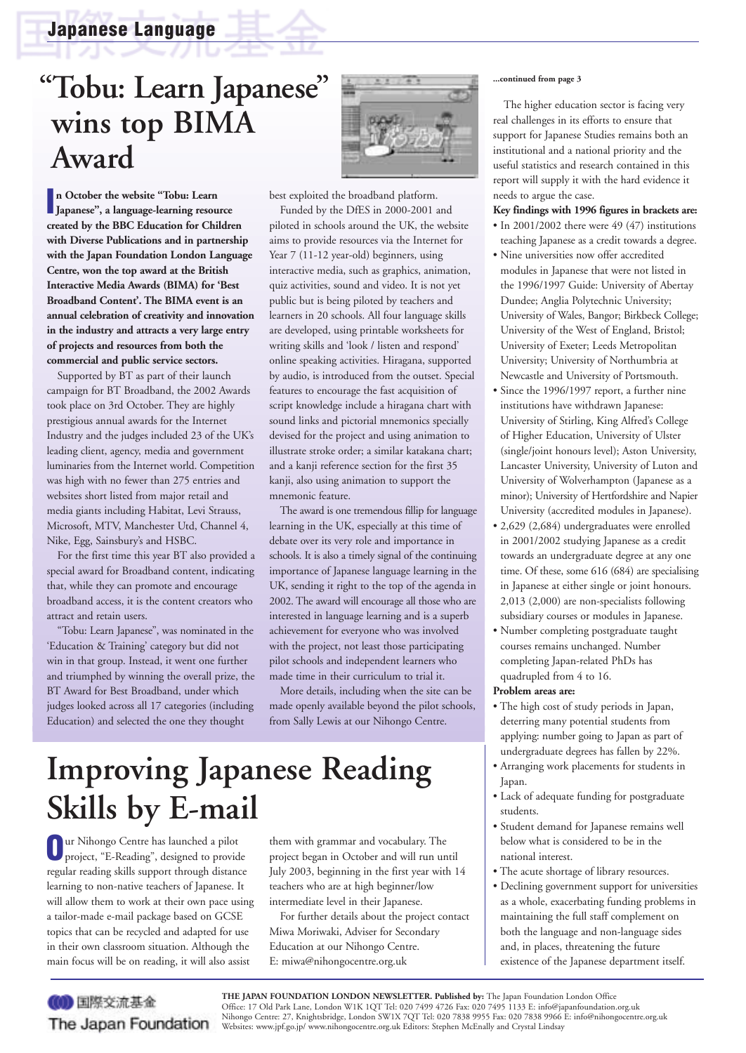# "Tobu: Learn Japanese" wins top BIMA Award

**In October the website "Tobu: Learn Japanese", a language-learning resource created by the BBC Education for Children with Diverse Publications and in partnership with the Japan Foundation London Language Centre, won the top award at the British Interactive Media Awards (BIMA) for 'Best Broadband Content'. The BIMA event is an annual celebration of creativity and innovation in the industry and attracts a very large entry of projects and resources from both the commercial and public service sectors.**

Supported by BT as part of their launch campaign for BT Broadband, the 2002 Awards took place on 3rd October. They are highly prestigious annual awards for the Internet Industry and the judges included 23 of the UK's leading client, agency, media and government luminaries from the Internet world. Competition was high with no fewer than 275 entries and websites short listed from major retail and media giants including Habitat, Levi Strauss, Microsoft, MTV, Manchester Utd, Channel 4, Nike, Egg, Sainsbury's and HSBC.

For the first time this year BT also provided a special award for Broadband content, indicating that, while they can promote and encourage broadband access, it is the content creators who attract and retain users.

"Tobu: Learn Japanese", was nominated in the 'Education & Training' category but did not win in that group. Instead, it went one further and triumphed by winning the overall prize, the BT Award for Best Broadband, under which judges looked across all 17 categories (including Education) and selected the one they thought best exploited the broadband platform.

Funded by the DfES in 2000-2001 and piloted in schools around the UK, the website aims to provide resources via the Internet for Year 7 (11-12 year-old) beginners, using interactive media, such as graphics, animation, quiz activities, sound and video. It is not yet public but is being piloted by teachers and learners in 20 schools. All four language skills are developed, using printable worksheets for writing skills and 'look / listen and respond' online speaking activities. Hiragana, supported by audio, is introduced from the outset. Special features to encourage the fast acquisition of script knowledge include a hiragana chart with sound links and pictorial mnemonics specially devised for the project and using animation to illustrate stroke order; a similar katakana chart; and a kanji reference section for the first 35 kanji, also using animation to support the mnemonic feature.

The award is one tremendous fillip for language learning in the UK, especially at this time of debate over its very role and importance in schools. It is also a timely signal of the continuing importance of Japanese language learning in the UK, sending it right to the top of the agenda in 2002. The award will encourage all those who are interested in language learning and is a superb achievement for everyone who was involved with the project, not least those participating pilot schools and independent learners who made time in their curriculum to trial it.

More details, including when the site can be made openly available beyond the pilot schools, from Sally Lewis at our Nihongo Centre.

# Improving Japanese Reading Skills by E-mail

Our Nihongo Centre has launched a pilot project, "E-Reading", designed to provide regular reading skills support through distance learning to non-native teachers of Japanese. It will allow them to work at their own pace using a tailor-made e-mail package based on GCSE topics that can be recycled and adapted for use in their own classroom situation. Although the main focus will be on reading, it will also assist them with grammar and vocabulary. The project began in October and will run until July 2003, beginning in the first year with 14 teachers who are at high beginner/low intermediate level in their Japanese.

For further details about the project contact Miwa Moriwaki, Adviser for Secondary Education at our Nihongo Centre.
E: miwa@nihongocentre.org.uk

**...continued from page 3**

The higher education sector is facing very real challenges in its efforts to ensure that support for Japanese Studies remains both an institutional and a national priority and the useful statistics and research contained in this report will supply it with the hard evidence it needs to argue the case.

**Key findings with 1996 figures in brackets are:**

- In 2001/2002 there were 49 (47) institutions teaching Japanese as a credit towards a degree.
- Nine universities now offer accredited modules in Japanese that were not listed in the 1996/1997 Guide: University of Abertay Dundee; Anglia Polytechnic University; University of Wales, Bangor; Birkbeck College; University of the West of England, Bristol; University of Exeter; Leeds Metropolitan University; University of Northumbria at Newcastle and University of Portsmouth.
- Since the 1996/1997 report, a further nine institutions have withdrawn Japanese: University of Stirling, King Alfred's College of Higher Education, University of Ulster (single/joint honours level); Aston University, Lancaster University, University of Luton and University of Wolverhampton (Japanese as a minor); University of Hertfordshire and Napier University (accredited modules in Japanese).
- 2,629 (2,684) undergraduates were enrolled in 2001/2002 studying Japanese as a credit towards an undergraduate degree at any one time. Of these, some 616 (684) are specialising in Japanese at either single or joint honours. 2,013 (2,000) are non-specialists following subsidiary courses or modules in Japanese.
- Number completing postgraduate taught courses remains unchanged. Number completing Japan-related PhDs has quadrupled from 4 to 16.

**Problem areas are:**

- The high cost of study periods in Japan, deterring many potential students from applying: number going to Japan as part of undergraduate degrees has fallen by 22%.
- Arranging work placements for students in Japan.
- Lack of adequate funding for postgraduate students.
- Student demand for Japanese remains well below what is considered to be in the national interest.
- The acute shortage of library resources.
- Declining government support for universities as a whole, exacerbating funding problems in maintaining the full staff complement on both the language and non-language sides and, in places, threatening the future existence of the Japanese department itself.

国際交流基金
The Japan Foundation

**THE JAPAN FOUNDATION LONDON NEWSLETTER. Published by:** The Japan Foundation London Office
Office: 17 Old Park Lane, London W1K 1QT Tel: 020 7499 4726 Fax: 020 7495 1133 E: info@japanfoundation.org.uk
Nihongo Centre: 27, Knightsbridge, London SW1X 7QT Tel: 020 7838 9955 Fax: 020 7838 9966 E: info@nihongocentre.org.uk
Websites: www.jpf.go.jp/ www.nihongocentre.org.uk Editors: Stephen McEnally and Crystal Lindsay